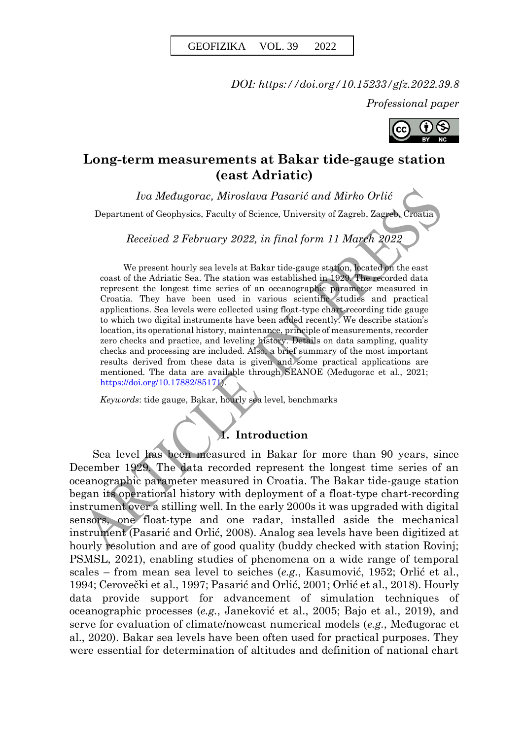GEOFIZIKA VOL. 39 2022

*DOI: https://doi.org/10.15233/gfz.2022.39.8*

*Professional paper*

# Long-term measurements at Bakar tide-gauge station (east Adriatic)

*Iva Međugorac, Miroslava Pasarić and Mirko Orlić*

Department of Geophysics, Faculty of Science, University of Zagreb, Zagreb, Croatia

*Received 2 February 2022, in final form 11 March 2022*

We present hourly sea levels at Bakar tide-gauge station, located on the east coast of the Adriatic Sea. The station was established in 1929. The recorded data represent the longest time series of an oceanographic parameter measured in Croatia. They have been used in various scientific studies and practical applications. Sea levels were collected using float-type chart-recording tide gauge to which two digital instruments have been added recently. We describe station's location, its operational history, maintenance, principle of measurements, recorder zero checks and practice, and leveling history. Details on data sampling, quality checks and processing are included. Also, a brief summary of the most important results derived from these data is given and some practical applications are mentioned. The data are available through SEANOE (Međugorac et al., 2021; https://doi.org/10.17882/85171).

*Keywords*: tide gauge, Bakar, hourly sea level, benchmarks

## 1. Introduction

Sea level has been measured in Bakar for more than 90 years, since December 1929. The data recorded represent the longest time series of an oceanographic parameter measured in Croatia. The Bakar tide-gauge station began its operational history with deployment of a float-type chart-recording instrument over a stilling well. In the early 2000s it was upgraded with digital sensors, one float-type and one radar, installed aside the mechanical instrument (Pasarić and Orlić, 2008). Analog sea levels have been digitized at hourly resolution and are of good quality (buddy checked with station Rovinj; PSMSL, 2021), enabling studies of phenomena on a wide range of temporal scales – from mean sea level to seiches (*e.g.*, Kasumović, 1952; Orlić et al., 1994; Cerovečki et al., 1997; Pasarić and Orlić, 2001; Orlić et al., 2018). Hourly data provide support for advancement of simulation techniques of oceanographic processes (*e.g.*, Janeković et al., 2005; Bajo et al., 2019), and serve for evaluation of climate/nowcast numerical models (*e.g.*, Međugorac et al., 2020). Bakar sea levels have been often used for practical purposes. They were essential for determination of altitudes and definition of national chart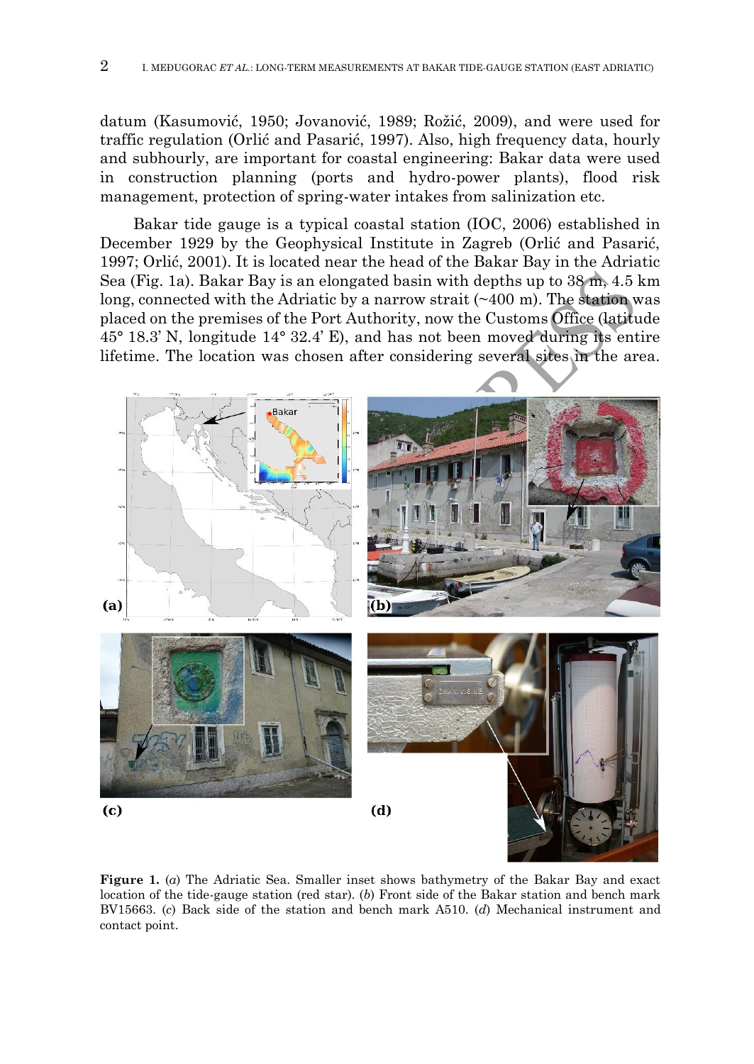datum (Kasumović, 1950; Jovanović, 1989; Rožić, 2009), and were used for traffic regulation (Orlić and Pasarić, 1997). Also, high frequency data, hourly and subhourly, are important for coastal engineering: Bakar data were used in construction planning (ports and hydro-power plants), flood risk management, protection of spring-water intakes from salinization etc.

Bakar tide gauge is a typical coastal station (IOC, 2006) established in December 1929 by the Geophysical Institute in Zagreb (Orlić and Pasarić, 1997; Orlić, 2001). It is located near the head of the Bakar Bay in the Adriatic Sea (Fig. 1a). Bakar Bay is an elongated basin with depths up to 38 m, 4.5 km long, connected with the Adriatic by a narrow strait (~400 m). The station was placed on the premises of the Port Authority, now the Customs Office (latitude 45° 18.3' N, longitude 14° 32.4' E), and has not been moved during its entire lifetime. The location was chosen after considering several sites in the area.

**Figure 1.** (*a*) The Adriatic Sea. Smaller inset shows bathymetry of the Bakar Bay and exact location of the tide-gauge station (red star). (*b*) Front side of the Bakar station and bench mark BV15663. (*c*) Back side of the station and bench mark A510. (*d*) Mechanical instrument and contact point.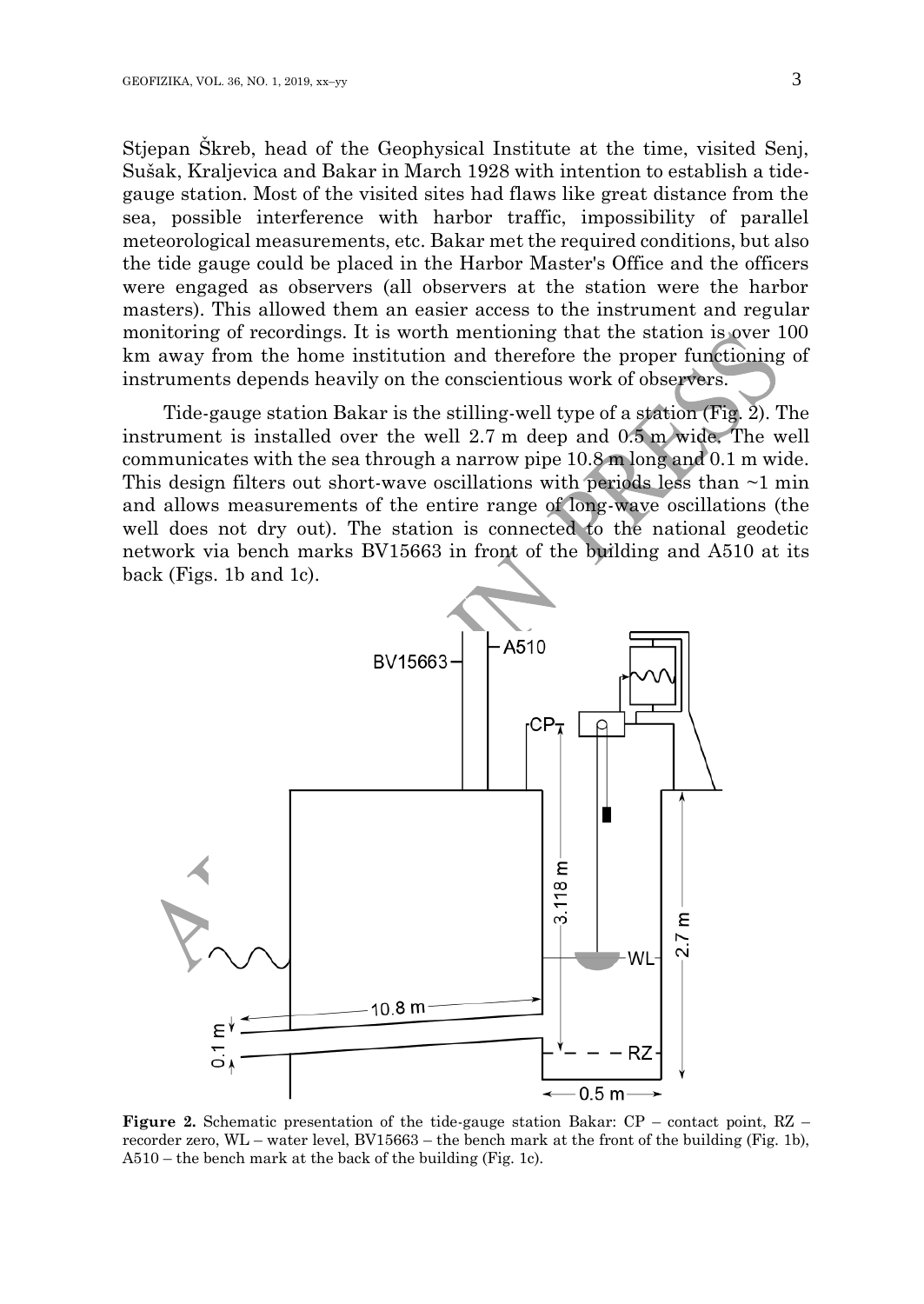Stjepan Škreb, head of the Geophysical Institute at the time, visited Senj, Sušak, Kraljevica and Bakar in March 1928 with intention to establish a tide-gauge station. Most of the visited sites had flaws like great distance from the sea, possible interference with harbor traffic, impossibility of parallel meteorological measurements, etc. Bakar met the required conditions, but also the tide gauge could be placed in the Harbor Master's Office and the officers were engaged as observers (all observers at the station were the harbor masters). This allowed them an easier access to the instrument and regular monitoring of recordings. It is worth mentioning that the station is over 100 km away from the home institution and therefore the proper functioning of instruments depends heavily on the conscientious work of observers.

Tide-gauge station Bakar is the stilling-well type of a station (Fig. 2). The instrument is installed over the well 2.7 m deep and 0.5 m wide. The well communicates with the sea through a narrow pipe 10.8 m long and 0.1 m wide. This design filters out short-wave oscillations with periods less than ~1 min and allows measurements of the entire range of long-wave oscillations (the well does not dry out). The station is connected to the national geodetic network via bench marks BV15663 in front of the building and A510 at its back (Figs. 1b and 1c).

BV15663
A510
CP
3.118 m
WL
2.7 m
10.8 m
0.1 m
RZ
0.5 m

**Figure 2.** Schematic presentation of the tide-gauge station Bakar: CP – contact point, RZ – recorder zero, WL – water level, BV15663 – the bench mark at the front of the building (Fig. 1b), A510 – the bench mark at the back of the building (Fig. 1c).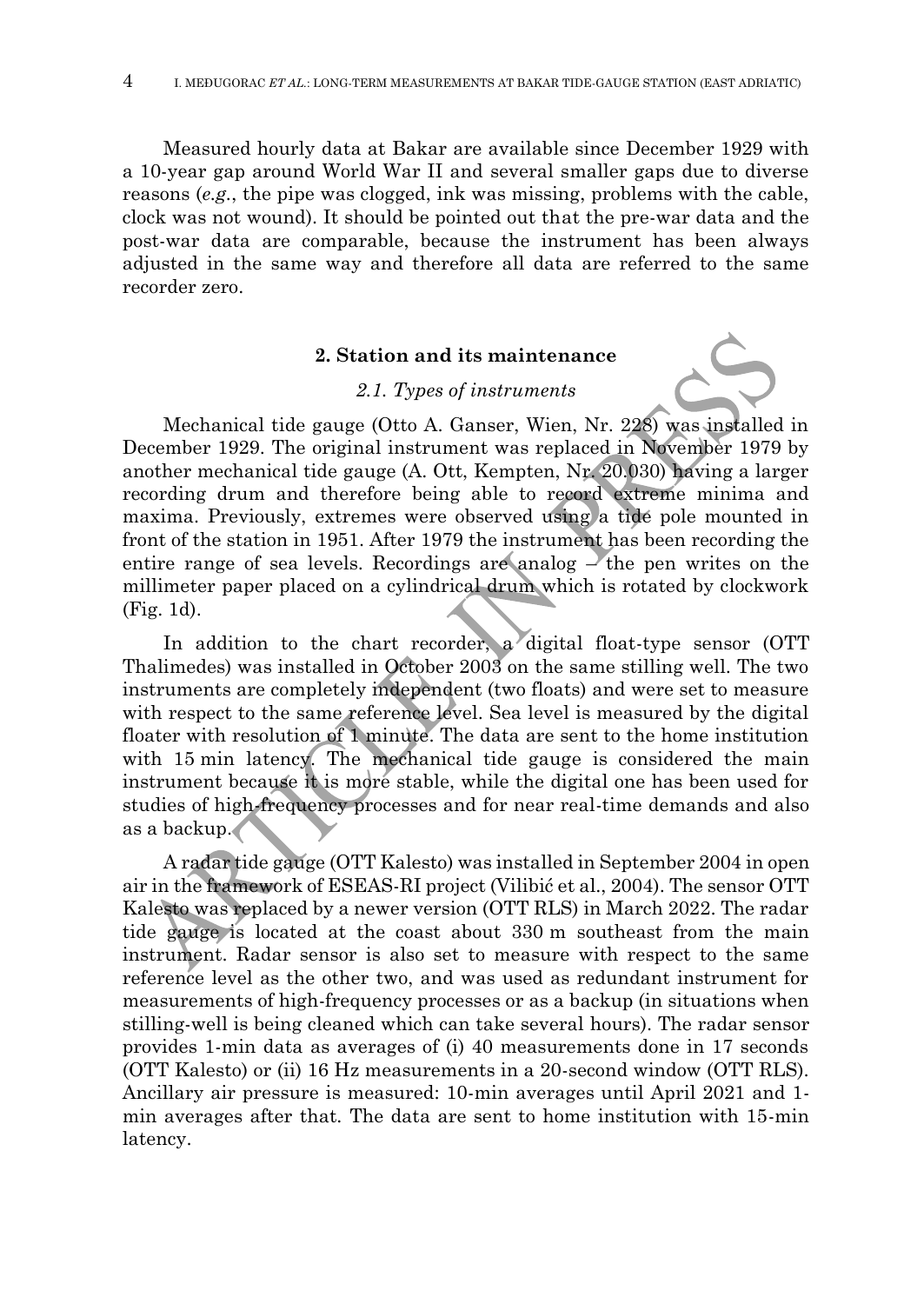Measured hourly data at Bakar are available since December 1929 with a 10-year gap around World War II and several smaller gaps due to diverse reasons (*e.g.*, the pipe was clogged, ink was missing, problems with the cable, clock was not wound). It should be pointed out that the pre-war data and the post-war data are comparable, because the instrument has been always adjusted in the same way and therefore all data are referred to the same recorder zero.

## 2. Station and its maintenance

### *2.1. Types of instruments*

Mechanical tide gauge (Otto A. Ganser, Wien, Nr. 228) was installed in December 1929. The original instrument was replaced in November 1979 by another mechanical tide gauge (A. Ott, Kempten, Nr. 20.030) having a larger recording drum and therefore being able to record extreme minima and maxima. Previously, extremes were observed using a tide pole mounted in front of the station in 1951. After 1979 the instrument has been recording the entire range of sea levels. Recordings are analog – the pen writes on the millimeter paper placed on a cylindrical drum which is rotated by clockwork (Fig. 1d).

In addition to the chart recorder, a digital float-type sensor (OTT Thalimedes) was installed in October 2003 on the same stilling well. The two instruments are completely independent (two floats) and were set to measure with respect to the same reference level. Sea level is measured by the digital floater with resolution of 1 minute. The data are sent to the home institution with 15 min latency. The mechanical tide gauge is considered the main instrument because it is more stable, while the digital one has been used for studies of high-frequency processes and for near real-time demands and also as a backup.

A radar tide gauge (OTT Kalesto) was installed in September 2004 in open air in the framework of ESEAS-RI project (Vilibić et al., 2004). The sensor OTT Kalesto was replaced by a newer version (OTT RLS) in March 2022. The radar tide gauge is located at the coast about 330 m southeast from the main instrument. Radar sensor is also set to measure with respect to the same reference level as the other two, and was used as redundant instrument for measurements of high-frequency processes or as a backup (in situations when stilling-well is being cleaned which can take several hours). The radar sensor provides 1-min data as averages of (i) 40 measurements done in 17 seconds (OTT Kalesto) or (ii) 16 Hz measurements in a 20-second window (OTT RLS). Ancillary air pressure is measured: 10-min averages until April 2021 and 1-min averages after that. The data are sent to home institution with 15-min latency.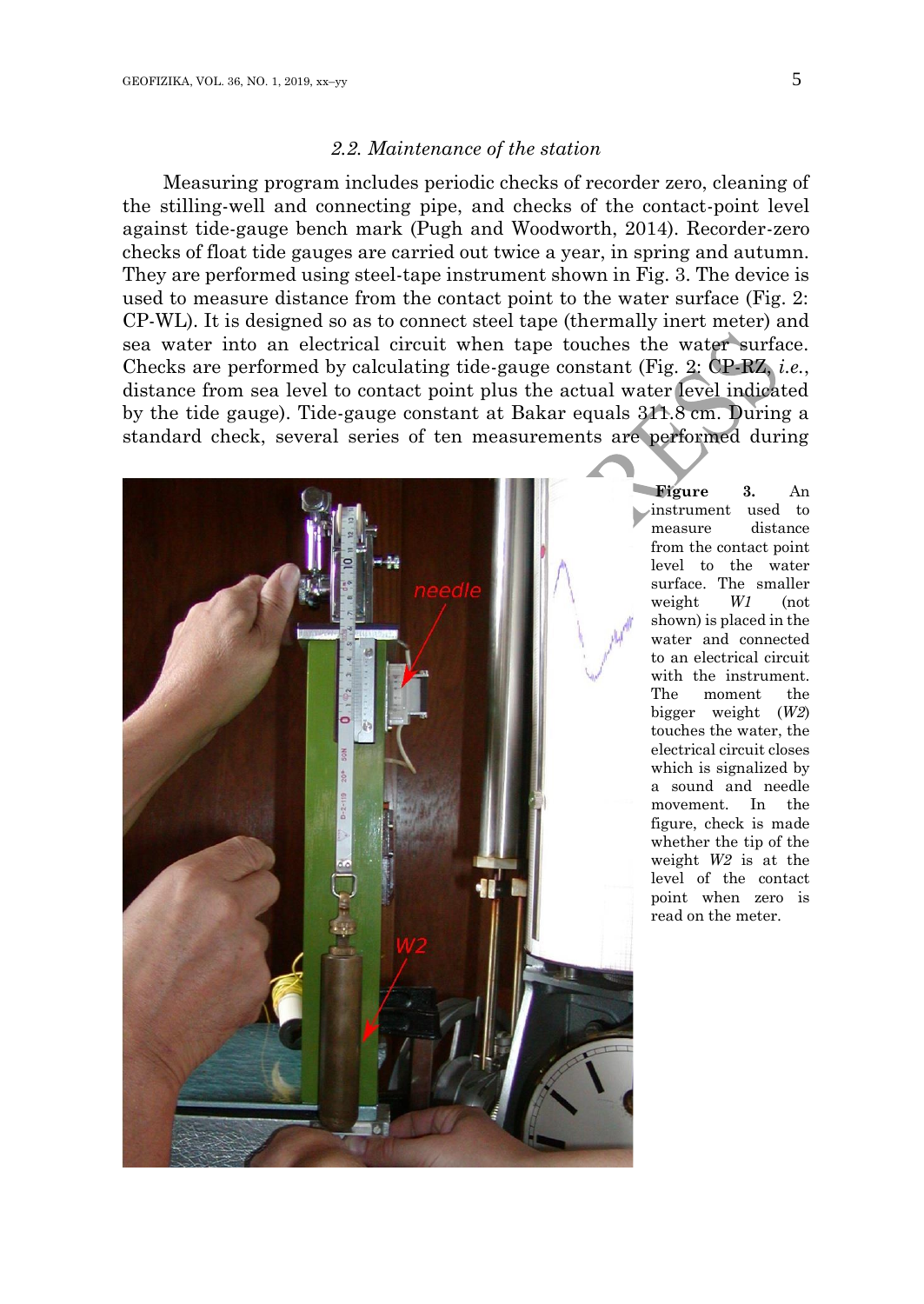### *2.2. Maintenance of the station*

Measuring program includes periodic checks of recorder zero, cleaning of the stilling-well and connecting pipe, and checks of the contact-point level against tide-gauge bench mark (Pugh and Woodworth, 2014). Recorder-zero checks of float tide gauges are carried out twice a year, in spring and autumn. They are performed using steel-tape instrument shown in Fig. 3. The device is used to measure distance from the contact point to the water surface (Fig. 2: CP-WL). It is designed so as to connect steel tape (thermally inert meter) and sea water into an electrical circuit when tape touches the water surface. Checks are performed by calculating tide-gauge constant (Fig. 2: CP-RZ, *i.e.*, distance from sea level to contact point plus the actual water level indicated by the tide gauge). Tide-gauge constant at Bakar equals 311.8 cm. During a standard check, several series of ten measurements are performed during

**Figure 3.** An instrument used to measure distance from the contact point level to the water surface. The smaller weight *W1* (not shown) is placed in the water and connected to an electrical circuit with the instrument. The moment the bigger weight (*W2*) touches the water, the electrical circuit closes which is signalized by a sound and needle movement. In the figure, check is made whether the tip of the weight *W2* is at the level of the contact point when zero is read on the meter.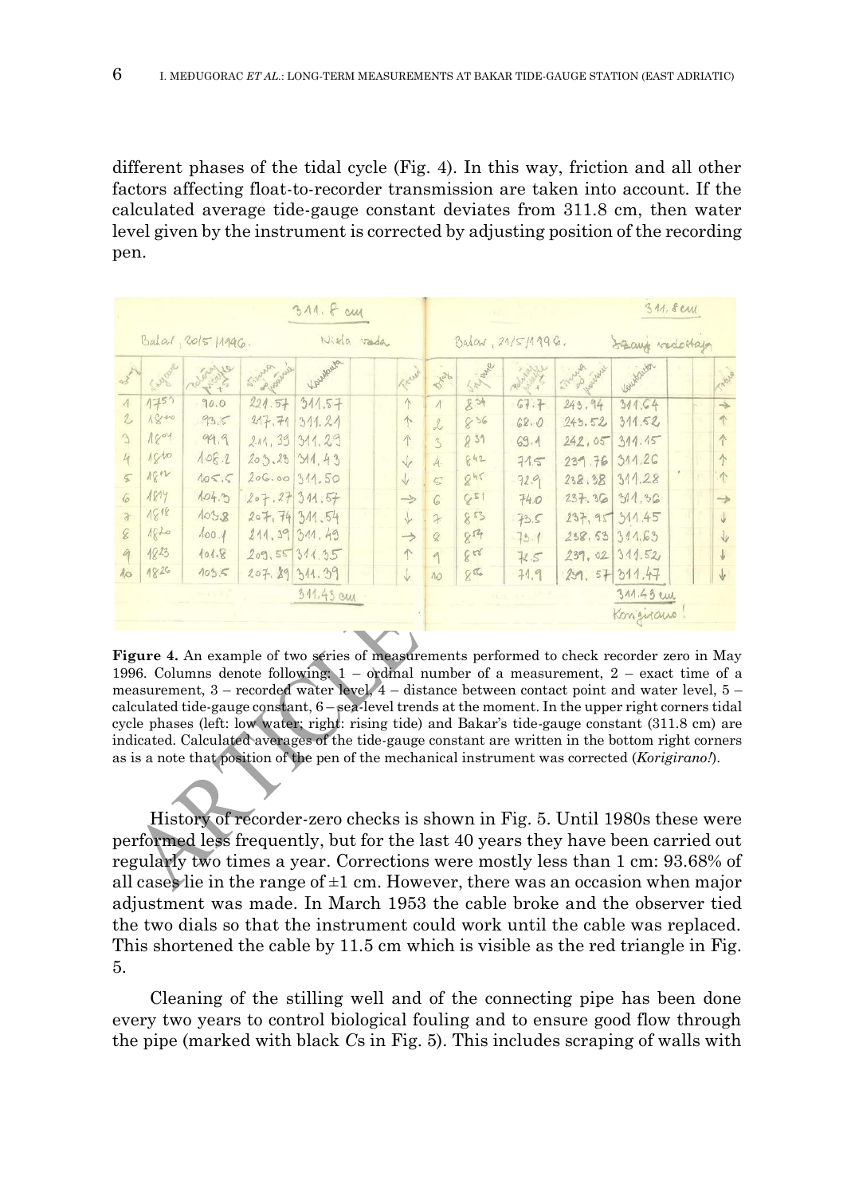different phases of the tidal cycle (Fig. 4). In this way, friction and all other factors affecting float-to-recorder transmission are taken into account. If the calculated average tide-gauge constant deviates from 311.8 cm, then water level given by the instrument is corrected by adjusting position of the recording pen.

| | | | | | | | | | | | |
|---|---|---|---|---|---|---|---|---|---|---|---|
| | | | | 311.8 cm | | | | | | 311.8 cm | |
| Bakar, 20/5/1996. | | | Niska voda | | | Bakar, 21/5/1996. | | | Dizanje vodostaja | | |
| 1 | $17^{57}$ | 90.0 | 221.57 | 311.57 | ↑ | 1 | $8^{34}$ | 67.7 | 243.94 | 311.64 | → |
| 2 | $18^{00}$ | 93.5 | 217.71 | 311.21 | ↑ | 2 | $8^{36}$ | 68.0 | 243.52 | 311.52 | ↑ |
| 3 | $18^{04}$ | 99.9 | 211.39 | 311.29 | ↑ | 3 | $8^{39}$ | 69.1 | 242.05 | 311.15 | ↑ |
| 4 | $18^{10}$ | 108.2 | 203.23 | 311.43 | ↓ | 4 | $8^{42}$ | 71.5 | 239.76 | 311.26 | ↑ |
| 5 | $18^{12}$ | 105.5 | 206.00 | 311.50 | ↓ | 5 | $8^{45}$ | 72.9 | 238.38 | 311.28 | ↑ |
| 6 | $18^{14}$ | 104.3 | 207.27 | 311.57 | → | 6 | $8^{51}$ | 74.0 | 237.36 | 311.36 | → |
| 7 | $18^{18}$ | 103.8 | 207.74 | 311.54 | ↓ | 7 | $8^{53}$ | 73.5 | 237.95 | 311.45 | ↓ |
| 8 | $18^{20}$ | 100.1 | 211.39 | 311.49 | → | 8 | $8^{54}$ | 75.1 | 238.53 | 311.63 | ↓ |
| 9 | $18^{23}$ | 101.8 | 209.55 | 311.35 | ↑ | 9 | $8^{55}$ | 72.5 | 239.02 | 311.52 | ↓ |
| 10 | $18^{26}$ | 103.5 | 207.89 | 311.39 | ↓ | 10 | $8^{56}$ | 71.9 | 239.57 | 311.47 | ↓ |
| | | | | 311.43 cm | | | | | | 311.43 cm Korigirano! | |

**Figure 4.** An example of two series of measurements performed to check recorder zero in May 1996. Columns denote following: 1 – ordinal number of a measurement, 2 – exact time of a measurement, 3 – recorded water level, 4 – distance between contact point and water level, 5 – calculated tide-gauge constant, 6 – sea-level trends at the moment. In the upper right corners tidal cycle phases (left: low water; right: rising tide) and Bakar's tide-gauge constant (311.8 cm) are indicated. Calculated averages of the tide-gauge constant are written in the bottom right corners as is a note that position of the pen of the mechanical instrument was corrected (*Korigirano!*).

History of recorder-zero checks is shown in Fig. 5. Until 1980s these were performed less frequently, but for the last 40 years they have been carried out regularly two times a year. Corrections were mostly less than 1 cm: 93.68% of all cases lie in the range of ±1 cm. However, there was an occasion when major adjustment was made. In March 1953 the cable broke and the observer tied the two dials so that the instrument could work until the cable was replaced. This shortened the cable by 11.5 cm which is visible as the red triangle in Fig. 5.

Cleaning of the stilling well and of the connecting pipe has been done every two years to control biological fouling and to ensure good flow through the pipe (marked with black *C*s in Fig. 5). This includes scraping of walls with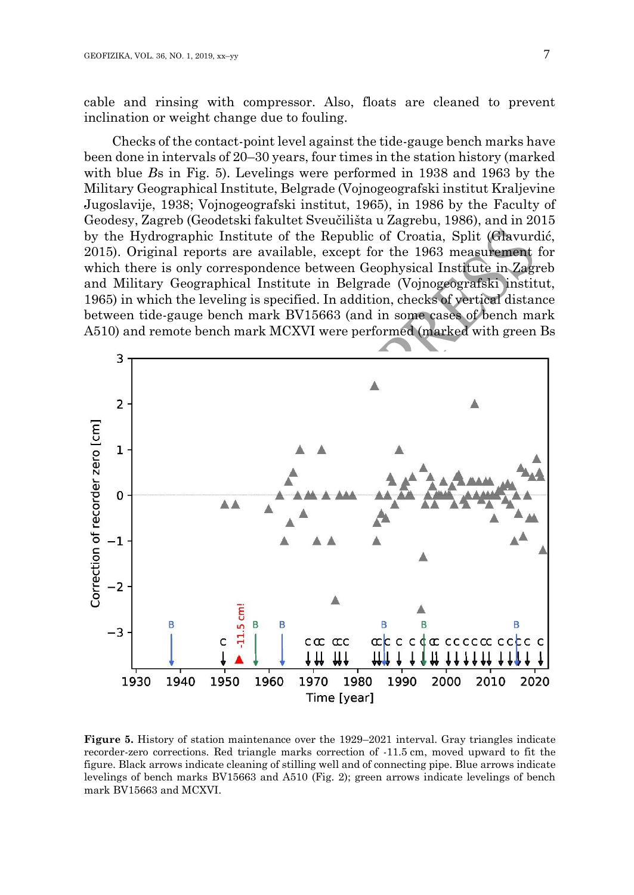cable and rinsing with compressor. Also, floats are cleaned to prevent inclination or weight change due to fouling.

Checks of the contact-point level against the tide-gauge bench marks have been done in intervals of 20–30 years, four times in the station history (marked with blue *B*s in Fig. 5). Levelings were performed in 1938 and 1963 by the Military Geographical Institute, Belgrade (Vojnogeografski institut Kraljevine Jugoslavije, 1938; Vojnogeografski institut, 1965), in 1986 by the Faculty of Geodesy, Zagreb (Geodetski fakultet Sveučilišta u Zagrebu, 1986), and in 2015 by the Hydrographic Institute of the Republic of Croatia, Split (Glavurdić, 2015). Original reports are available, except for the 1963 measurement for which there is only correspondence between Geophysical Institute in Zagreb and Military Geographical Institute in Belgrade (Vojnogeografski institut, 1965) in which the leveling is specified. In addition, checks of vertical distance between tide-gauge bench mark BV15663 (and in some cases of bench mark A510) and remote bench mark MCXVI were performed (marked with green Bs

Correction of recorder zero [cm]
3
2
1
0
−1
−2
−3
B
C
-11.5 cm!
B
B
CC CC CC
CC C C C C C CC CC C C C C CC C C C C C
B
B
B
1930 1940 1950 1960 1970 1980 1990 2000 2010 2020
Time [year]

**Figure 5.** History of station maintenance over the 1929–2021 interval. Gray triangles indicate recorder-zero corrections. Red triangle marks correction of -11.5 cm, moved upward to fit the figure. Black arrows indicate cleaning of stilling well and of connecting pipe. Blue arrows indicate levelings of bench marks BV15663 and A510 (Fig. 2); green arrows indicate levelings of bench mark BV15663 and MCXVI.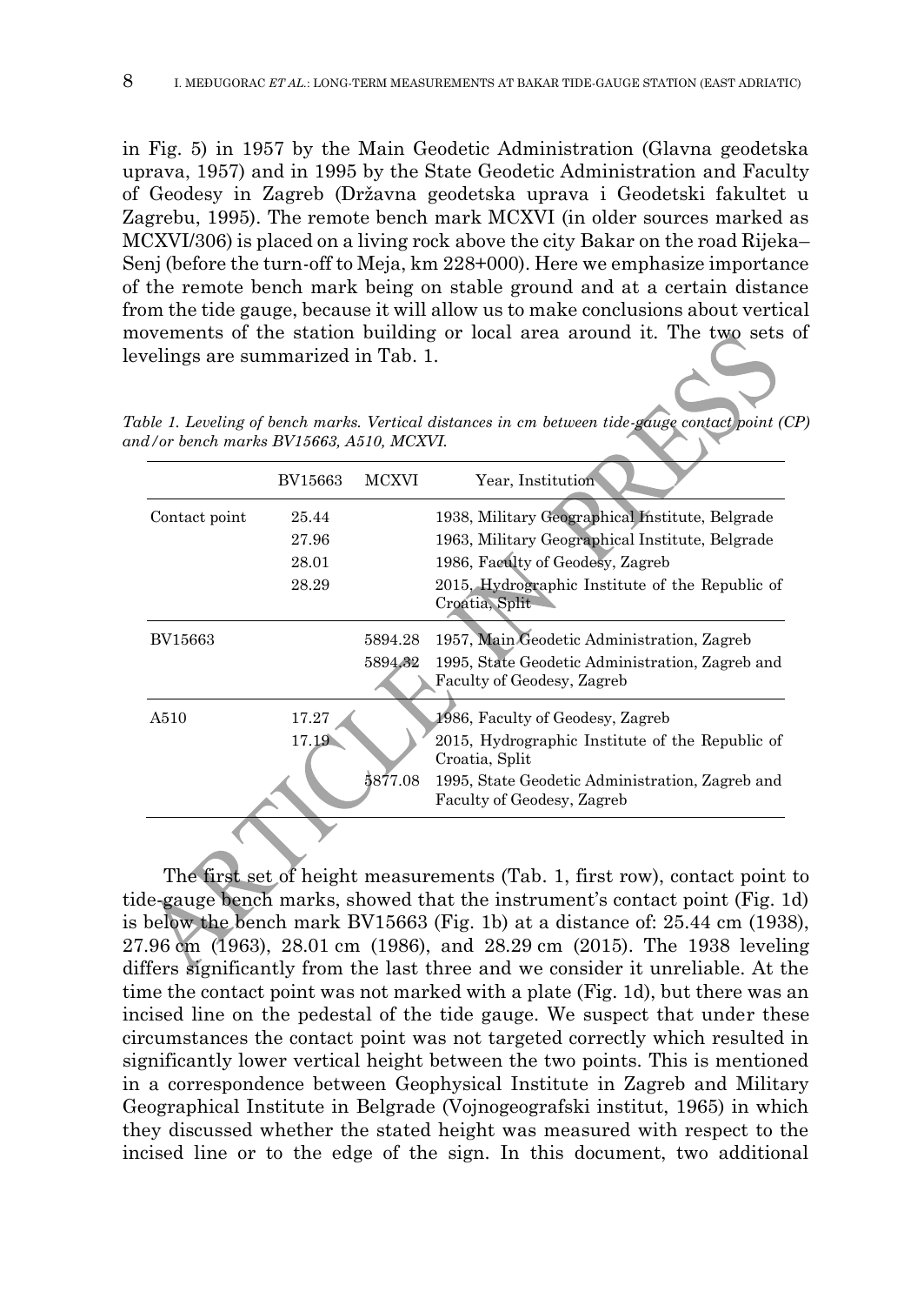in Fig. 5) in 1957 by the Main Geodetic Administration (Glavna geodetska uprava, 1957) and in 1995 by the State Geodetic Administration and Faculty of Geodesy in Zagreb (Državna geodetska uprava i Geodetski fakultet u Zagrebu, 1995). The remote bench mark MCXVI (in older sources marked as MCXVI/306) is placed on a living rock above the city Bakar on the road Rijeka–Senj (before the turn-off to Meja, km 228+000). Here we emphasize importance of the remote bench mark being on stable ground and at a certain distance from the tide gauge, because it will allow us to make conclusions about vertical movements of the station building or local area around it. The two sets of levelings are summarized in Tab. 1.

*Table 1. Leveling of bench marks. Vertical distances in cm between tide-gauge contact point (CP) and/or bench marks BV15663, A510, MCXVI.*

| | BV15663 | MCXVI | Year, Institution |
|---|---|---|---|
| Contact point | 25.44 | | 1938, Military Geographical Institute, Belgrade |
| | 27.96 | | 1963, Military Geographical Institute, Belgrade |
| | 28.01 | | 1986, Faculty of Geodesy, Zagreb |
| | 28.29 | | 2015, Hydrographic Institute of the Republic of Croatia, Split |
| BV15663 | | 5894.28 | 1957, Main Geodetic Administration, Zagreb |
| | | 5894.32 | 1995, State Geodetic Administration, Zagreb and Faculty of Geodesy, Zagreb |
| A510 | 17.27 | | 1986, Faculty of Geodesy, Zagreb |
| | 17.19 | | 2015, Hydrographic Institute of the Republic of Croatia, Split |
| | | 5877.08 | 1995, State Geodetic Administration, Zagreb and Faculty of Geodesy, Zagreb |

The first set of height measurements (Tab. 1, first row), contact point to tide-gauge bench marks, showed that the instrument's contact point (Fig. 1d) is below the bench mark BV15663 (Fig. 1b) at a distance of: 25.44 cm (1938), 27.96 cm (1963), 28.01 cm (1986), and 28.29 cm (2015). The 1938 leveling differs significantly from the last three and we consider it unreliable. At the time the contact point was not marked with a plate (Fig. 1d), but there was an incised line on the pedestal of the tide gauge. We suspect that under these circumstances the contact point was not targeted correctly which resulted in significantly lower vertical height between the two points. This is mentioned in a correspondence between Geophysical Institute in Zagreb and Military Geographical Institute in Belgrade (Vojnogeografski institut, 1965) in which they discussed whether the stated height was measured with respect to the incised line or to the edge of the sign. In this document, two additional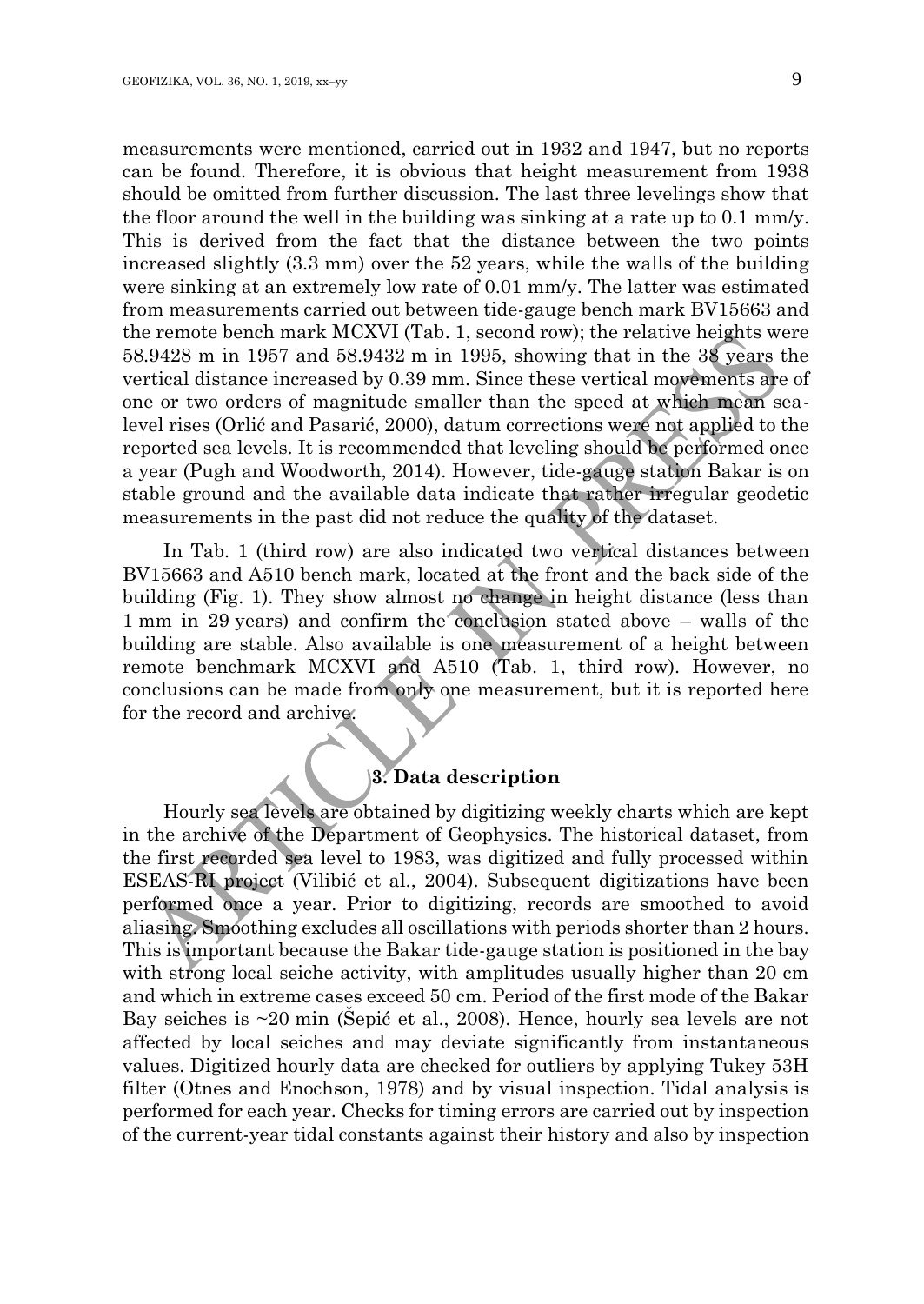measurements were mentioned, carried out in 1932 and 1947, but no reports can be found. Therefore, it is obvious that height measurement from 1938 should be omitted from further discussion. The last three levelings show that the floor around the well in the building was sinking at a rate up to 0.1 mm/y. This is derived from the fact that the distance between the two points increased slightly (3.3 mm) over the 52 years, while the walls of the building were sinking at an extremely low rate of 0.01 mm/y. The latter was estimated from measurements carried out between tide-gauge bench mark BV15663 and the remote bench mark MCXVI (Tab. 1, second row); the relative heights were 58.9428 m in 1957 and 58.9432 m in 1995, showing that in the 38 years the vertical distance increased by 0.39 mm. Since these vertical movements are of one or two orders of magnitude smaller than the speed at which mean sea-level rises (Orlić and Pasarić, 2000), datum corrections were not applied to the reported sea levels. It is recommended that leveling should be performed once a year (Pugh and Woodworth, 2014). However, tide-gauge station Bakar is on stable ground and the available data indicate that rather irregular geodetic measurements in the past did not reduce the quality of the dataset.

In Tab. 1 (third row) are also indicated two vertical distances between BV15663 and A510 bench mark, located at the front and the back side of the building (Fig. 1). They show almost no change in height distance (less than 1 mm in 29 years) and confirm the conclusion stated above – walls of the building are stable. Also available is one measurement of a height between remote benchmark MCXVI and A510 (Tab. 1, third row). However, no conclusions can be made from only one measurement, but it is reported here for the record and archive.

## 3. Data description

Hourly sea levels are obtained by digitizing weekly charts which are kept in the archive of the Department of Geophysics. The historical dataset, from the first recorded sea level to 1983, was digitized and fully processed within ESEAS-RI project (Vilibić et al., 2004). Subsequent digitizations have been performed once a year. Prior to digitizing, records are smoothed to avoid aliasing. Smoothing excludes all oscillations with periods shorter than 2 hours. This is important because the Bakar tide-gauge station is positioned in the bay with strong local seiche activity, with amplitudes usually higher than 20 cm and which in extreme cases exceed 50 cm. Period of the first mode of the Bakar Bay seiches is ~20 min (Šepić et al., 2008). Hence, hourly sea levels are not affected by local seiches and may deviate significantly from instantaneous values. Digitized hourly data are checked for outliers by applying Tukey 53H filter (Otnes and Enochson, 1978) and by visual inspection. Tidal analysis is performed for each year. Checks for timing errors are carried out by inspection of the current-year tidal constants against their history and also by inspection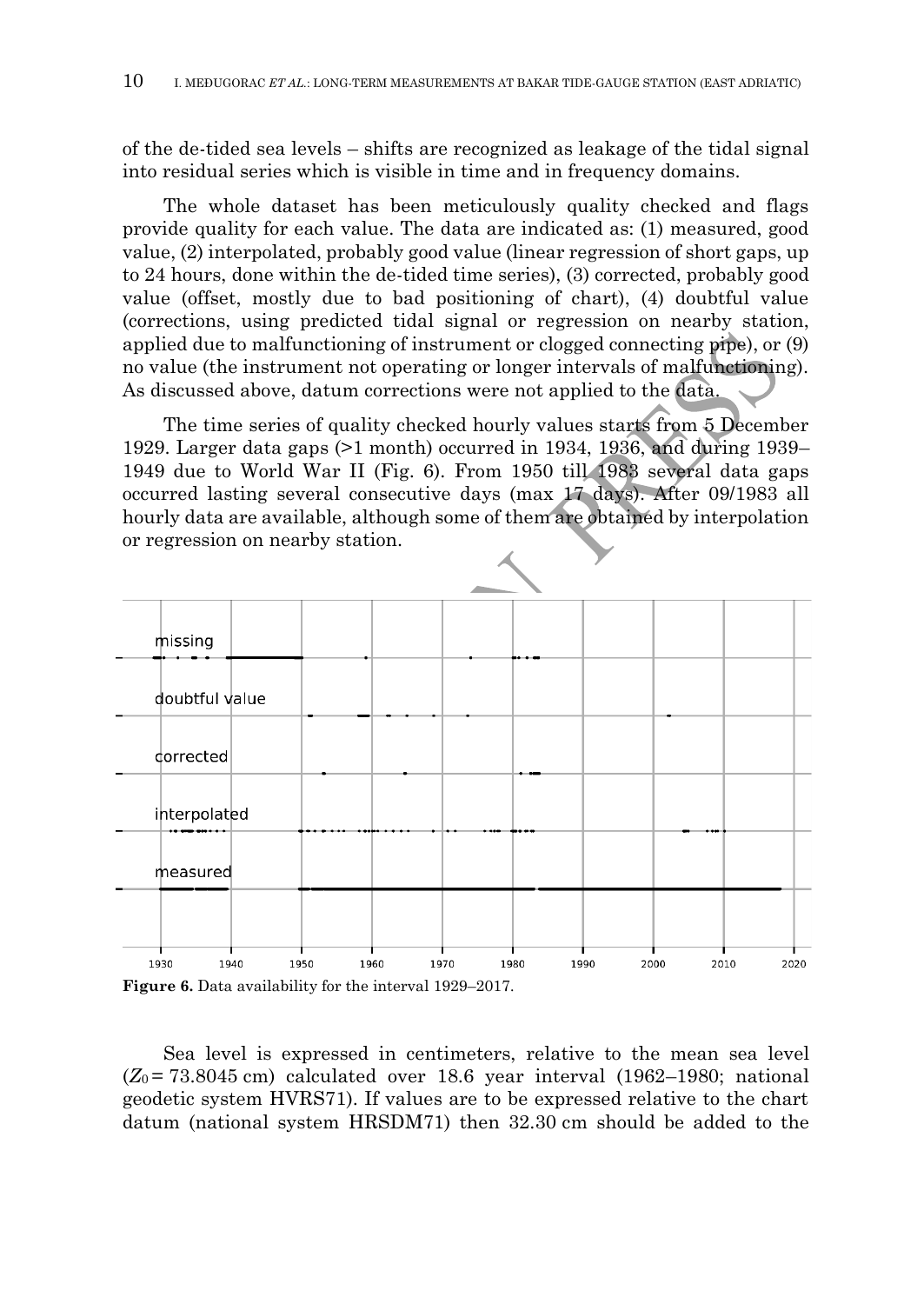of the de-tided sea levels – shifts are recognized as leakage of the tidal signal into residual series which is visible in time and in frequency domains.

The whole dataset has been meticulously quality checked and flags provide quality for each value. The data are indicated as: (1) measured, good value, (2) interpolated, probably good value (linear regression of short gaps, up to 24 hours, done within the de-tided time series), (3) corrected, probably good value (offset, mostly due to bad positioning of chart), (4) doubtful value (corrections, using predicted tidal signal or regression on nearby station, applied due to malfunctioning of instrument or clogged connecting pipe), or (9) no value (the instrument not operating or longer intervals of malfunctioning). As discussed above, datum corrections were not applied to the data.

The time series of quality checked hourly values starts from 5 December 1929. Larger data gaps (>1 month) occurred in 1934, 1936, and during 1939–1949 due to World War II (Fig. 6). From 1950 till 1983 several data gaps occurred lasting several consecutive days (max 17 days). After 09/1983 all hourly data are available, although some of them are obtained by interpolation or regression on nearby station.

missing
doubtful value
corrected
interpolated
measured
1930 1940 1950 1960 1970 1980 1990 2000 2010 2020

**Figure 6.** Data availability for the interval 1929–2017.

Sea level is expressed in centimeters, relative to the mean sea level ($Z_0 = 73.8045$ cm) calculated over 18.6 year interval (1962–1980; national geodetic system HVRS71). If values are to be expressed relative to the chart datum (national system HRSDM71) then 32.30 cm should be added to the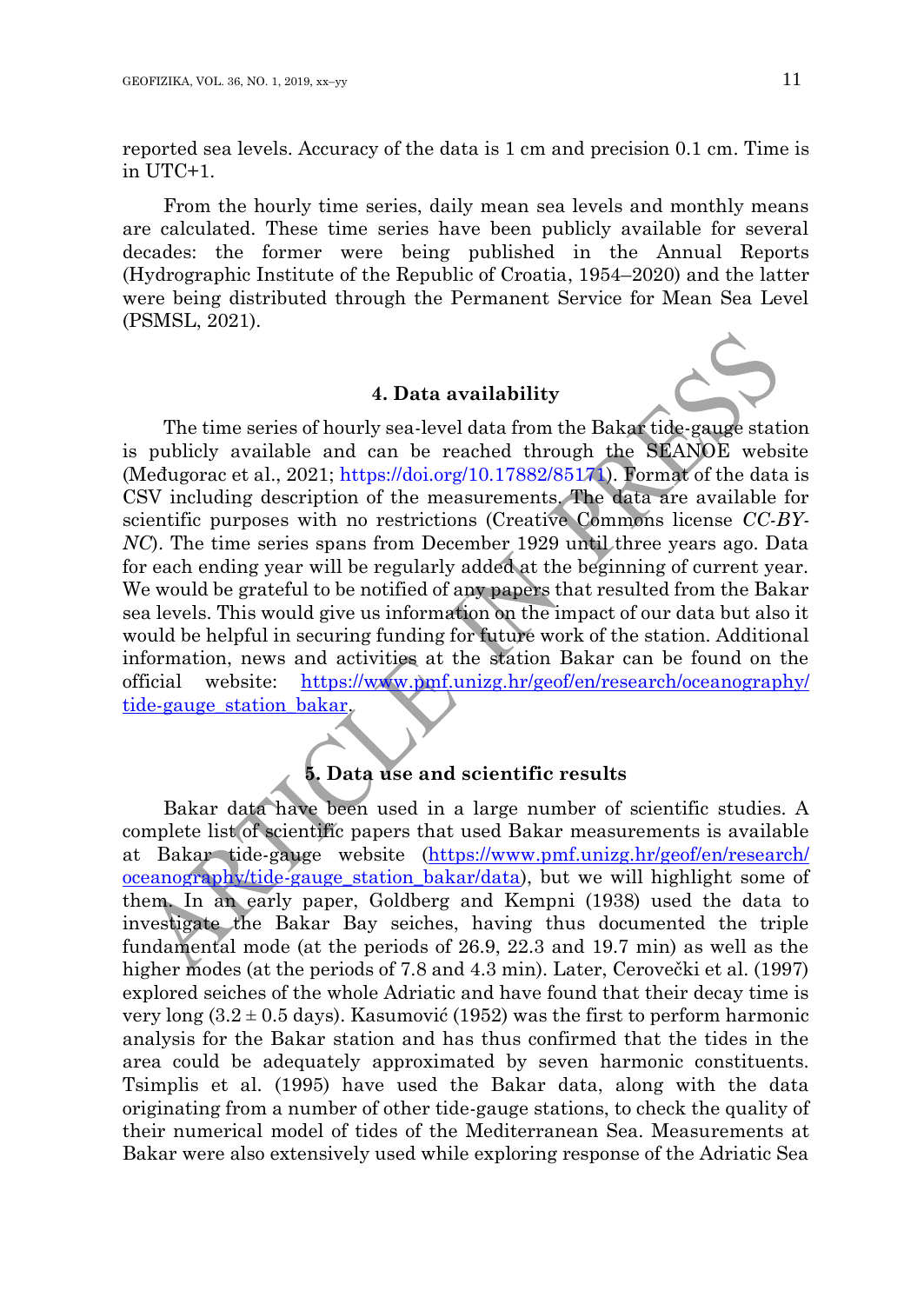reported sea levels. Accuracy of the data is 1 cm and precision 0.1 cm. Time is in UTC+1.

From the hourly time series, daily mean sea levels and monthly means are calculated. These time series have been publicly available for several decades: the former were being published in the Annual Reports (Hydrographic Institute of the Republic of Croatia, 1954–2020) and the latter were being distributed through the Permanent Service for Mean Sea Level (PSMSL, 2021).

## 4. Data availability

The time series of hourly sea-level data from the Bakar tide-gauge station is publicly available and can be reached through the SEANOE website (Međugorac et al., 2021; https://doi.org/10.17882/85171). Format of the data is CSV including description of the measurements. The data are available for scientific purposes with no restrictions (Creative Commons license *CC-BY-NC*). The time series spans from December 1929 until three years ago. Data for each ending year will be regularly added at the beginning of current year. We would be grateful to be notified of any papers that resulted from the Bakar sea levels. This would give us information on the impact of our data but also it would be helpful in securing funding for future work of the station. Additional information, news and activities at the station Bakar can be found on the official website: https://www.pmf.unizg.hr/geof/en/research/oceanography/tide-gauge_station_bakar.

## 5. Data use and scientific results

Bakar data have been used in a large number of scientific studies. A complete list of scientific papers that used Bakar measurements is available at Bakar tide-gauge website (https://www.pmf.unizg.hr/geof/en/research/oceanography/tide-gauge_station_bakar/data), but we will highlight some of them. In an early paper, Goldberg and Kempni (1938) used the data to investigate the Bakar Bay seiches, having thus documented the triple fundamental mode (at the periods of 26.9, 22.3 and 19.7 min) as well as the higher modes (at the periods of 7.8 and 4.3 min). Later, Cerovečki et al. (1997) explored seiches of the whole Adriatic and have found that their decay time is very long ($3.2 \pm 0.5$ days). Kasumović (1952) was the first to perform harmonic analysis for the Bakar station and has thus confirmed that the tides in the area could be adequately approximated by seven harmonic constituents. Tsimplis et al. (1995) have used the Bakar data, along with the data originating from a number of other tide-gauge stations, to check the quality of their numerical model of tides of the Mediterranean Sea. Measurements at Bakar were also extensively used while exploring response of the Adriatic Sea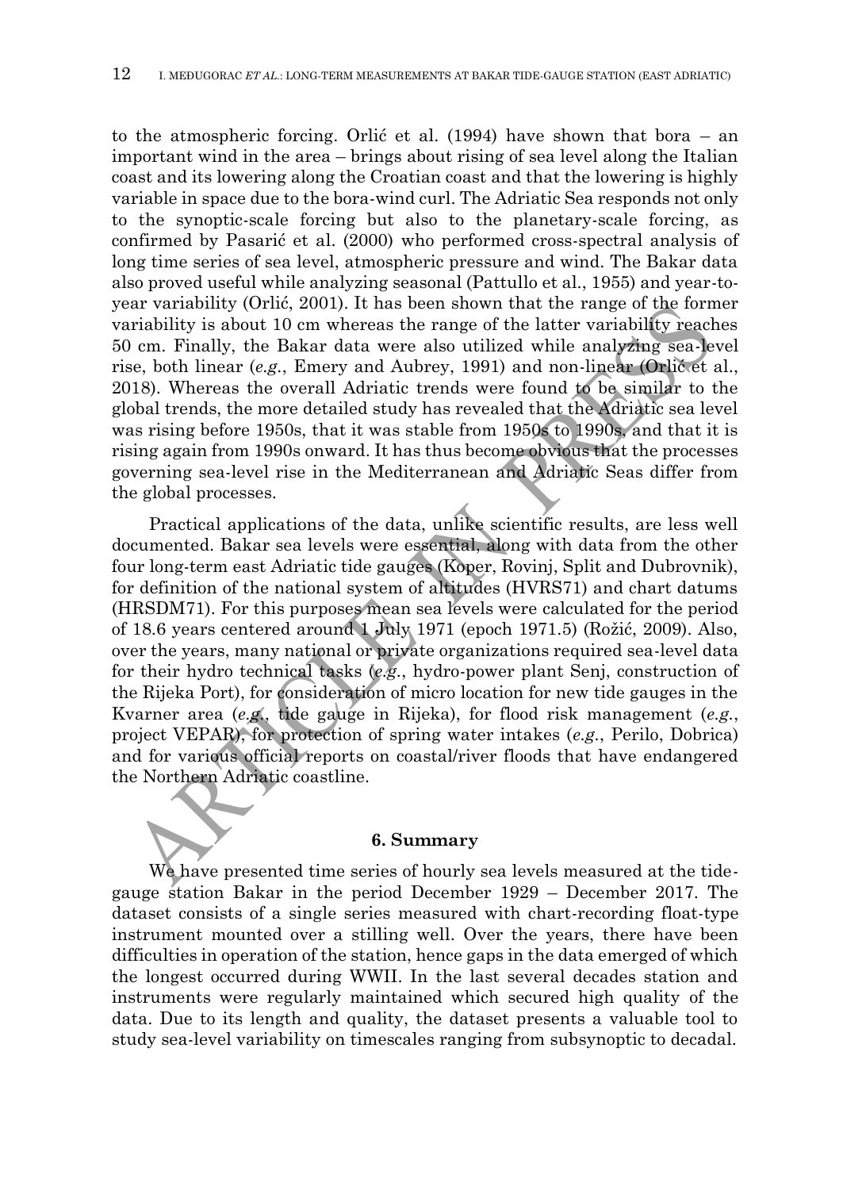to the atmospheric forcing. Orlić et al. (1994) have shown that bora – an important wind in the area – brings about rising of sea level along the Italian coast and its lowering along the Croatian coast and that the lowering is highly variable in space due to the bora-wind curl. The Adriatic Sea responds not only to the synoptic-scale forcing but also to the planetary-scale forcing, as confirmed by Pasarić et al. (2000) who performed cross-spectral analysis of long time series of sea level, atmospheric pressure and wind. The Bakar data also proved useful while analyzing seasonal (Pattullo et al., 1955) and year-to-year variability (Orlić, 2001). It has been shown that the range of the former variability is about 10 cm whereas the range of the latter variability reaches 50 cm. Finally, the Bakar data were also utilized while analyzing sea-level rise, both linear (*e.g.*, Emery and Aubrey, 1991) and non-linear (Orlić et al., 2018). Whereas the overall Adriatic trends were found to be similar to the global trends, the more detailed study has revealed that the Adriatic sea level was rising before 1950s, that it was stable from 1950s to 1990s, and that it is rising again from 1990s onward. It has thus become obvious that the processes governing sea-level rise in the Mediterranean and Adriatic Seas differ from the global processes.

Practical applications of the data, unlike scientific results, are less well documented. Bakar sea levels were essential, along with data from the other four long-term east Adriatic tide gauges (Koper, Rovinj, Split and Dubrovnik), for definition of the national system of altitudes (HVRS71) and chart datums (HRSDM71). For this purposes mean sea levels were calculated for the period of 18.6 years centered around 1 July 1971 (epoch 1971.5) (Rožić, 2009). Also, over the years, many national or private organizations required sea-level data for their hydro technical tasks (*e.g.*, hydro-power plant Senj, construction of the Rijeka Port), for consideration of micro location for new tide gauges in the Kvarner area (*e.g.*, tide gauge in Rijeka), for flood risk management (*e.g.*, project VEPAR), for protection of spring water intakes (*e.g.*, Perilo, Dobrica) and for various official reports on coastal/river floods that have endangered the Northern Adriatic coastline.

## 6. Summary

We have presented time series of hourly sea levels measured at the tide-gauge station Bakar in the period December 1929 – December 2017. The dataset consists of a single series measured with chart-recording float-type instrument mounted over a stilling well. Over the years, there have been difficulties in operation of the station, hence gaps in the data emerged of which the longest occurred during WWII. In the last several decades station and instruments were regularly maintained which secured high quality of the data. Due to its length and quality, the dataset presents a valuable tool to study sea-level variability on timescales ranging from subsynoptic to decadal.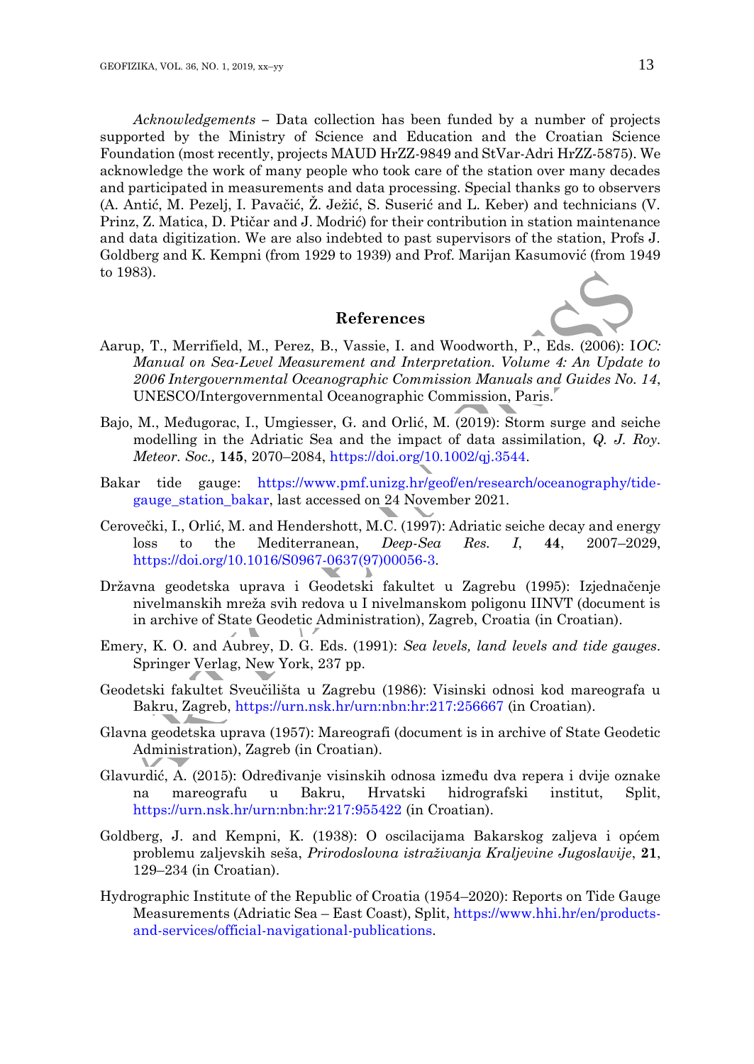*Acknowledgements* – Data collection has been funded by a number of projects supported by the Ministry of Science and Education and the Croatian Science Foundation (most recently, projects MAUD HrZZ-9849 and StVar-Adri HrZZ-5875). We acknowledge the work of many people who took care of the station over many decades and participated in measurements and data processing. Special thanks go to observers (A. Antić, M. Pezelj, I. Pavačić, Ž. Ježić, S. Suserić and L. Keber) and technicians (V. Prinz, Z. Matica, D. Ptičar and J. Modrić) for their contribution in station maintenance and data digitization. We are also indebted to past supervisors of the station, Profs J. Goldberg and K. Kempni (from 1929 to 1939) and Prof. Marijan Kasumović (from 1949 to 1983).

## References

Aarup, T., Merrifield, M., Perez, B., Vassie, I. and Woodworth, P., Eds. (2006): I*OC: Manual on Sea-Level Measurement and Interpretation. Volume 4: An Update to 2006 Intergovernmental Oceanographic Commission Manuals and Guides No. 14*, UNESCO/Intergovernmental Oceanographic Commission, Paris.

Bajo, M., Međugorac, I., Umgiesser, G. and Orlić, M. (2019): Storm surge and seiche modelling in the Adriatic Sea and the impact of data assimilation, *Q. J. Roy. Meteor. Soc.,* **145**, 2070–2084, https://doi.org/10.1002/qj.3544.

Bakar tide gauge: https://www.pmf.unizg.hr/geof/en/research/oceanography/tide-gauge_station_bakar, last accessed on 24 November 2021.

Cerovečki, I., Orlić, M. and Hendershott, M.C. (1997): Adriatic seiche decay and energy loss to the Mediterranean, *Deep-Sea Res. I*, **44**, 2007–2029, https://doi.org/10.1016/S0967-0637(97)00056-3.

Državna geodetska uprava i Geodetski fakultet u Zagrebu (1995): Izjednačenje nivelmanskih mreža svih redova u I nivelmanskom poligonu IINVT (document is in archive of State Geodetic Administration), Zagreb, Croatia (in Croatian).

Emery, K. O. and Aubrey, D. G. Eds. (1991): *Sea levels, land levels and tide gauges*. Springer Verlag, New York, 237 pp.

Geodetski fakultet Sveučilišta u Zagrebu (1986): Visinski odnosi kod mareografa u Bakru, Zagreb, https://urn.nsk.hr/urn:nbn:hr:217:256667 (in Croatian).

Glavna geodetska uprava (1957): Mareografi (document is in archive of State Geodetic Administration), Zagreb (in Croatian).

Glavurdić, A. (2015): Određivanje visinskih odnosa između dva repera i dvije oznake na mareografu u Bakru, Hrvatski hidrografski institut, Split, https://urn.nsk.hr/urn:nbn:hr:217:955422 (in Croatian).

Goldberg, J. and Kempni, K. (1938): O oscilacijama Bakarskog zaljeva i općem problemu zaljevskih seša, *Prirodoslovna istraživanja Kraljevine Jugoslavije*, **21**, 129–234 (in Croatian).

Hydrographic Institute of the Republic of Croatia (1954–2020): Reports on Tide Gauge Measurements (Adriatic Sea – East Coast), Split, https://www.hhi.hr/en/products-and-services/official-navigational-publications.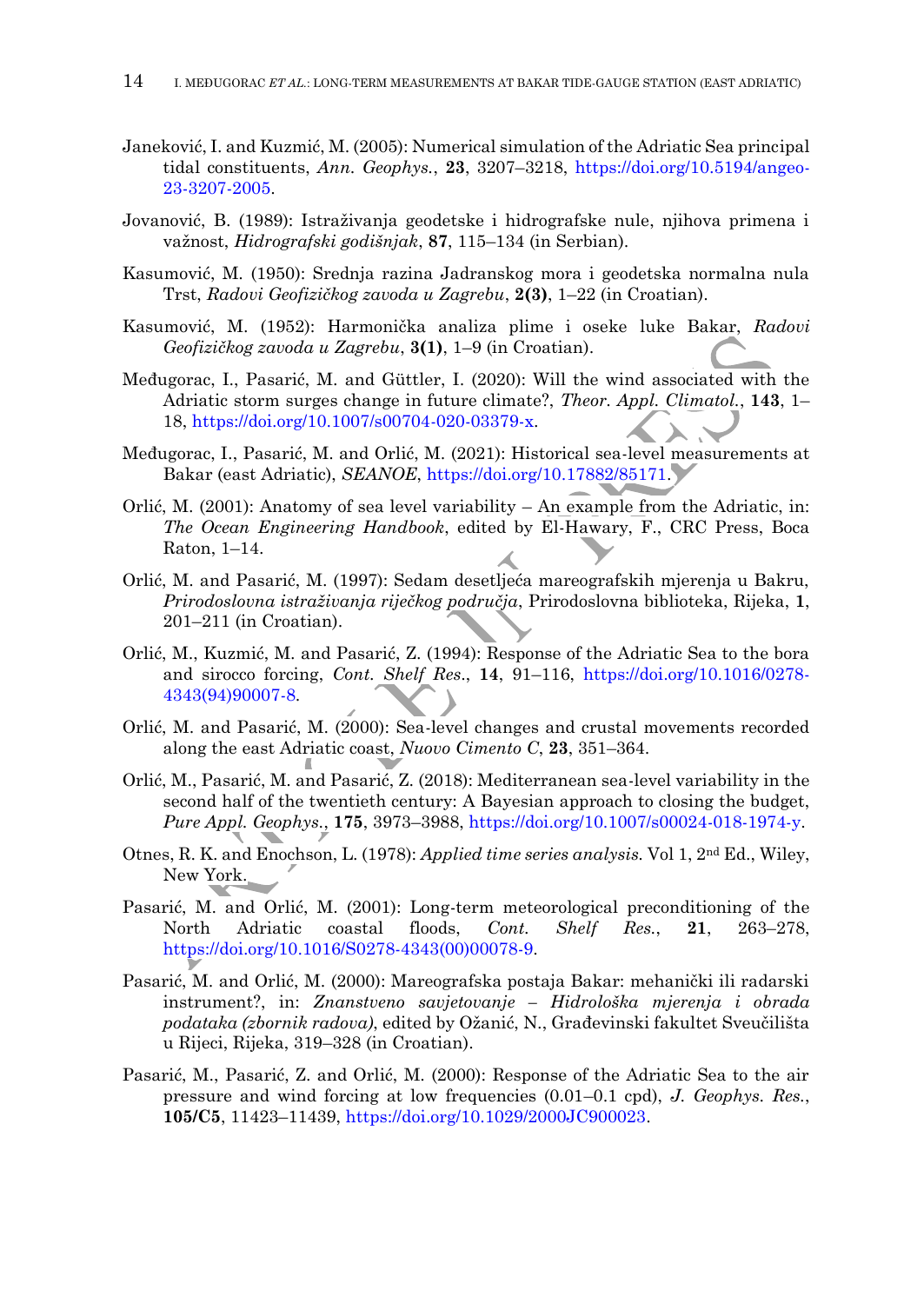Janeković, I. and Kuzmić, M. (2005): Numerical simulation of the Adriatic Sea principal tidal constituents, *Ann. Geophys.*, **23**, 3207–3218, https://doi.org/10.5194/angeo-23-3207-2005.

Jovanović, B. (1989): Istraživanja geodetske i hidrografske nule, njihova primena i važnost, *Hidrografski godišnjak*, **87**, 115–134 (in Serbian).

Kasumović, M. (1950): Srednja razina Jadranskog mora i geodetska normalna nula Trst, *Radovi Geofizičkog zavoda u Zagrebu*, **2(3)**, 1–22 (in Croatian).

Kasumović, M. (1952): Harmonička analiza plime i oseke luke Bakar, *Radovi Geofizičkog zavoda u Zagrebu*, **3(1)**, 1–9 (in Croatian).

Međugorac, I., Pasarić, M. and Güttler, I. (2020): Will the wind associated with the Adriatic storm surges change in future climate?, *Theor. Appl. Climatol.*, **143**, 1–18, https://doi.org/10.1007/s00704-020-03379-x.

Međugorac, I., Pasarić, M. and Orlić, M. (2021): Historical sea-level measurements at Bakar (east Adriatic), *SEANOE*, https://doi.org/10.17882/85171.

Orlić, M. (2001): Anatomy of sea level variability – An example from the Adriatic, in: *The Ocean Engineering Handbook*, edited by El-Hawary, F., CRC Press, Boca Raton, 1–14.

Orlić, M. and Pasarić, M. (1997): Sedam desetljeća mareografskih mjerenja u Bakru, *Prirodoslovna istraživanja riječkog područja*, Prirodoslovna biblioteka, Rijeka, **1**, 201–211 (in Croatian).

Orlić, M., Kuzmić, M. and Pasarić, Z. (1994): Response of the Adriatic Sea to the bora and sirocco forcing, *Cont. Shelf Res.*, **14**, 91–116, https://doi.org/10.1016/0278-4343(94)90007-8.

Orlić, M. and Pasarić, M. (2000): Sea-level changes and crustal movements recorded along the east Adriatic coast, *Nuovo Cimento C*, **23**, 351–364.

Orlić, M., Pasarić, M. and Pasarić, Z. (2018): Mediterranean sea-level variability in the second half of the twentieth century: A Bayesian approach to closing the budget, *Pure Appl. Geophys.*, **175**, 3973–3988, https://doi.org/10.1007/s00024-018-1974-y.

Otnes, R. K. and Enochson, L. (1978): *Applied time series analysis.* Vol 1, 2nd Ed., Wiley, New York.

Pasarić, M. and Orlić, M. (2001): Long-term meteorological preconditioning of the North Adriatic coastal floods, *Cont. Shelf Res.*, **21**, 263–278, https://doi.org/10.1016/S0278-4343(00)00078-9.

Pasarić, M. and Orlić, M. (2000): Mareografska postaja Bakar: mehanički ili radarski instrument?, in: *Znanstveno savjetovanje – Hidrološka mjerenja i obrada podataka (zbornik radova)*, edited by Ožanić, N., Građevinski fakultet Sveučilišta u Rijeci, Rijeka, 319–328 (in Croatian).

Pasarić, M., Pasarić, Z. and Orlić, M. (2000): Response of the Adriatic Sea to the air pressure and wind forcing at low frequencies (0.01–0.1 cpd), *J. Geophys. Res.*, **105/C5**, 11423–11439, https://doi.org/10.1029/2000JC900023.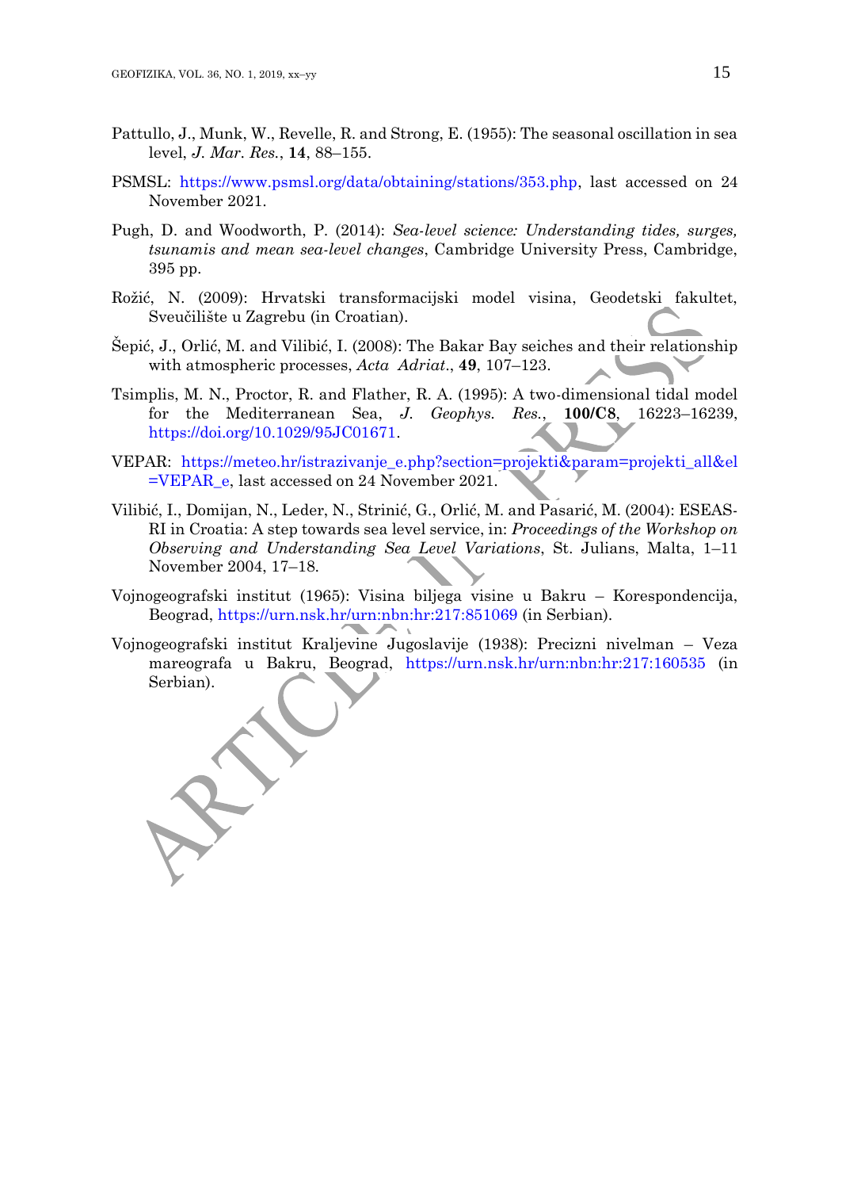Pattullo, J., Munk, W., Revelle, R. and Strong, E. (1955): The seasonal oscillation in sea level, *J. Mar. Res.*, **14**, 88–155.

PSMSL: https://www.psmsl.org/data/obtaining/stations/353.php, last accessed on 24 November 2021.

Pugh, D. and Woodworth, P. (2014): *Sea-level science: Understanding tides, surges, tsunamis and mean sea-level changes*, Cambridge University Press, Cambridge, 395 pp.

Rožić, N. (2009): Hrvatski transformacijski model visina, Geodetski fakultet, Sveučilište u Zagrebu (in Croatian).

Šepić, J., Orlić, M. and Vilibić, I. (2008): The Bakar Bay seiches and their relationship with atmospheric processes, *Acta Adriat.*, **49**, 107–123.

Tsimplis, M. N., Proctor, R. and Flather, R. A. (1995): A two-dimensional tidal model for the Mediterranean Sea, *J. Geophys. Res.*, **100/C8**, 16223–16239, https://doi.org/10.1029/95JC01671.

VEPAR: https://meteo.hr/istrazivanje_e.php?section=projekti&param=projekti_all&el=VEPAR_e, last accessed on 24 November 2021.

Vilibić, I., Domijan, N., Leder, N., Strinić, G., Orlić, M. and Pasarić, M. (2004): ESEAS-RI in Croatia: A step towards sea level service, in: *Proceedings of the Workshop on Observing and Understanding Sea Level Variations*, St. Julians, Malta, 1–11 November 2004, 17–18.

Vojnogeografski institut (1965): Visina biljega visine u Bakru – Korespondencija, Beograd, https://urn.nsk.hr/urn:nbn:hr:217:851069 (in Serbian).

Vojnogeografski institut Kraljevine Jugoslavije (1938): Precizni nivelman – Veza mareografa u Bakru, Beograd, https://urn.nsk.hr/urn:nbn:hr:217:160535 (in Serbian).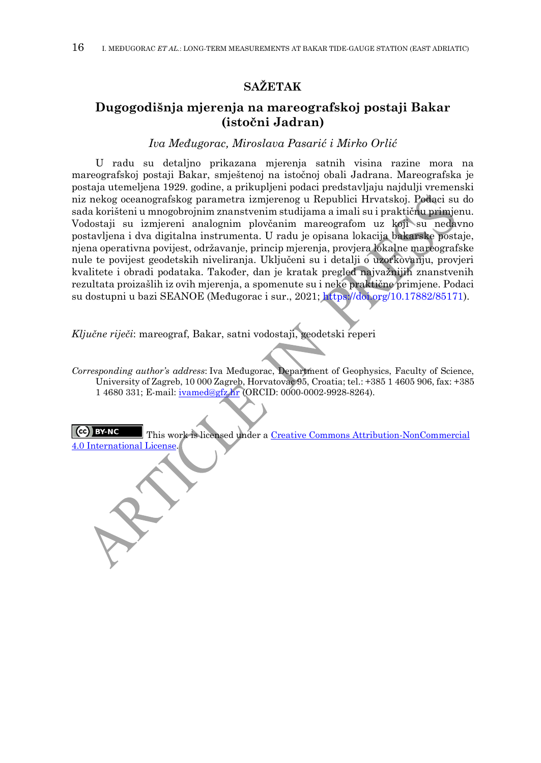## SAŽETAK

## Dugogodišnja mjerenja na mareografskoj postaji Bakar (istočni Jadran)

*Iva Međugorac, Miroslava Pasarić i Mirko Orlić*

U radu su detaljno prikazana mjerenja satnih visina razine mora na mareografskoj postaji Bakar, smještenoj na istočnoj obali Jadrana. Mareografska je postaja utemeljena 1929. godine, a prikupljeni podaci predstavljaju najdulji vremenski niz nekog oceanografskog parametra izmjerenog u Republici Hrvatskoj. Podaci su do sada korišteni u mnogobrojnim znanstvenim studijama a imali su i praktičnu primjenu. Vodostaji su izmjereni analognim plovčanim mareografom uz koji su nedavno postavljena i dva digitalna instrumenta. U radu je opisana lokacija bakarske postaje, njena operativna povijest, održavanje, princip mjerenja, provjera lokalne mareografske nule te povijest geodetskih niveliranja. Uključeni su i detalji o uzorkovanju, provjeri kvalitete i obradi podataka. Također, dan je kratak pregled najvažnijih znanstvenih rezultata proizašlih iz ovih mjerenja, a spomenute su i neke praktične primjene. Podaci su dostupni u bazi SEANOE (Međugorac i sur., 2021; https://doi.org/10.17882/85171).

*Ključne riječi*: mareograf, Bakar, satni vodostaji, geodetski reperi

*Corresponding author's address*: Iva Međugorac, Department of Geophysics, Faculty of Science, University of Zagreb, 10 000 Zagreb, Horvatovac 95, Croatia; tel.: +385 1 4605 906, fax: +385 1 4680 331; E-mail: ivamed@gfz.hr (ORCID: 0000-0002-9928-8264).

This work is licensed under a Creative Commons Attribution-NonCommercial 4.0 International License.